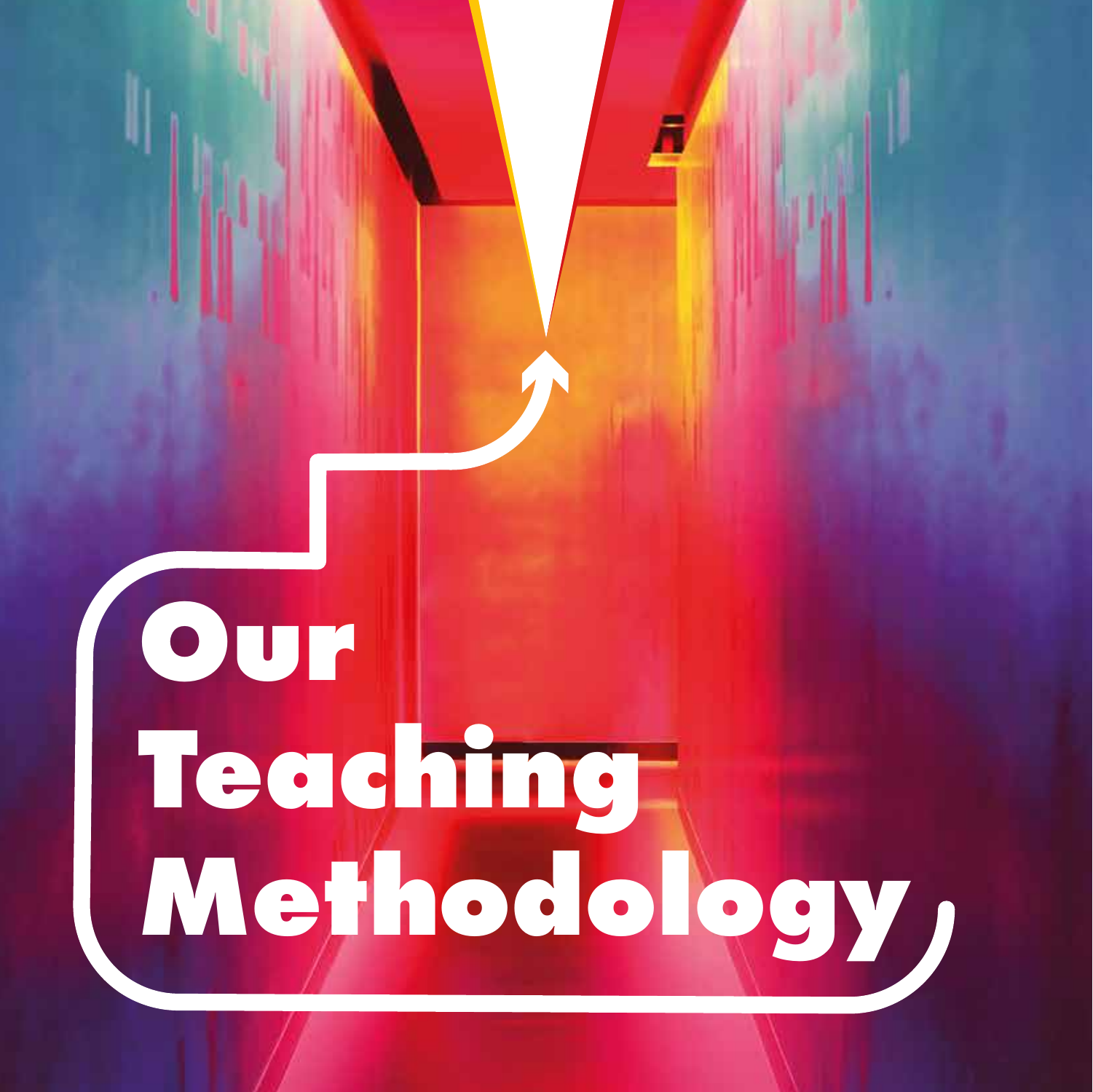# Our Teaching Methodology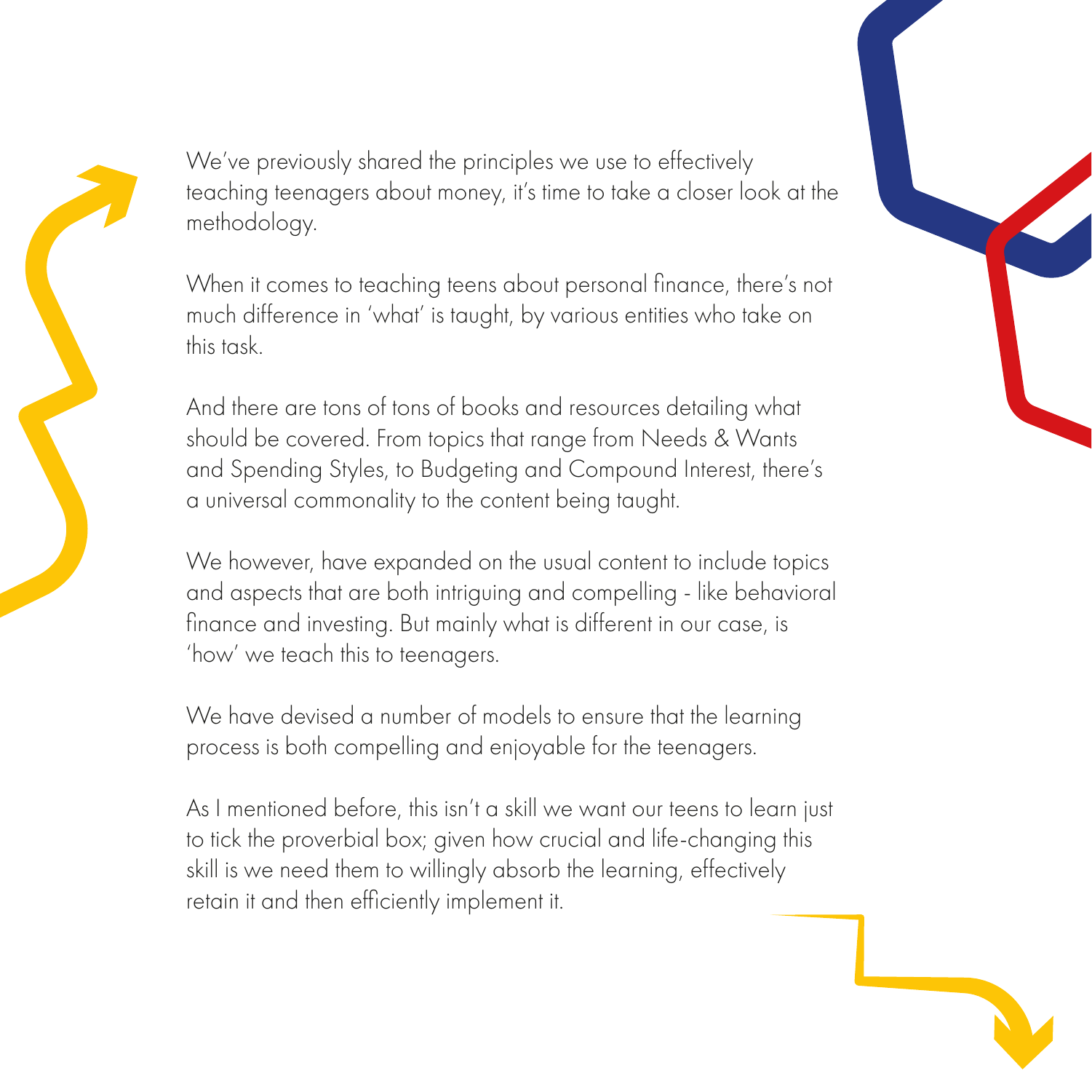We've previously shared the principles we use to effectively teaching teenagers about money, it's time to take a closer look at the methodology.

When it comes to teaching teens about personal finance, there's not much difference in 'what' is taught, by various entities who take on this task.

And there are tons of tons of books and resources detailing what should be covered. From topics that range from Needs & Wants and Spending Styles, to Budgeting and Compound Interest, there's a universal commonality to the content being taught.

We however, have expanded on the usual content to include topics and aspects that are both intriguing and compelling - like behavioral finance and investing. But mainly what is different in our case, is 'how' we teach this to teenagers.

We have devised a number of models to ensure that the learning process is both compelling and enjoyable for the teenagers.

As I mentioned before, this isn't a skill we want our teens to learn just to tick the proverbial box; given how crucial and life-changing this skill is we need them to willingly absorb the learning, effectively retain it and then efficiently implement it.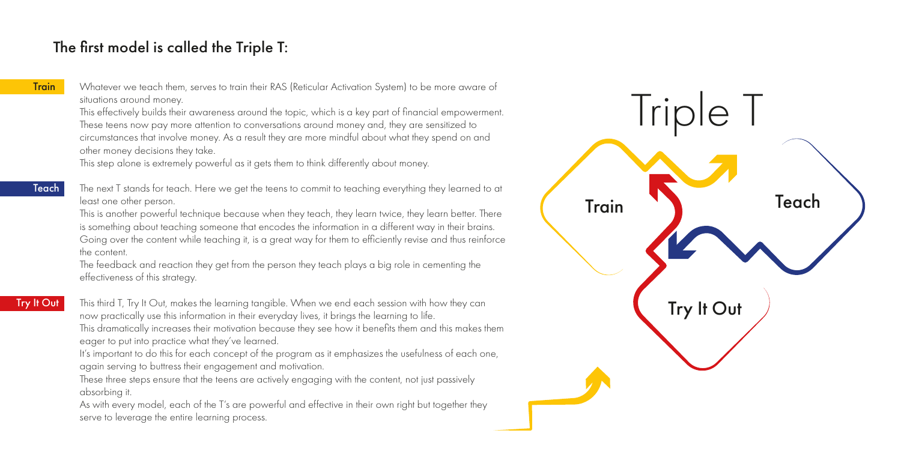## The first model is called the Triple T:

**Train**

Whatever we teach them, serves to train their RAS (Reticular Activation System) to be more aware of situations around money.

This effectively builds their awareness around the topic, which is a key part of financial empowerment. These teens now pay more attention to conversations around money and, they are sensitized to circumstances that involve money. As a result they are more mindful about what they spend on and other money decisions they take.

This step alone is extremely powerful as it gets them to think differently about money.

**Teach**

The next T stands for teach. Here we get the teens to commit to teaching everything they learned to at least one other person.

This is another powerful technique because when they teach, they learn twice, they learn better. There is something about teaching someone that encodes the information in a different way in their brains. Going over the content while teaching it, is a great way for them to efficiently revise and thus reinforce the content.

The feedback and reaction they get from the person they teach plays a big role in cementing the effectiveness of this strategy.

**Try It Out**

This third T, Try It Out, makes the learning tangible. When we end each session with how they can now practically use this information in their everyday lives, it brings the learning to life.

This dramatically increases their motivation because they see how it benefits them and this makes them eager to put into practice what they've learned.

It's important to do this for each concept of the program as it emphasizes the usefulness of each one, again serving to buttress their engagement and motivation.

These three steps ensure that the teens are actively engaging with the content, not just passively absorbing it.

As with every model, each of the T's are powerful and effective in their own right but together they serve to leverage the entire learning process.

Triple T

Train

Teach

Try It Out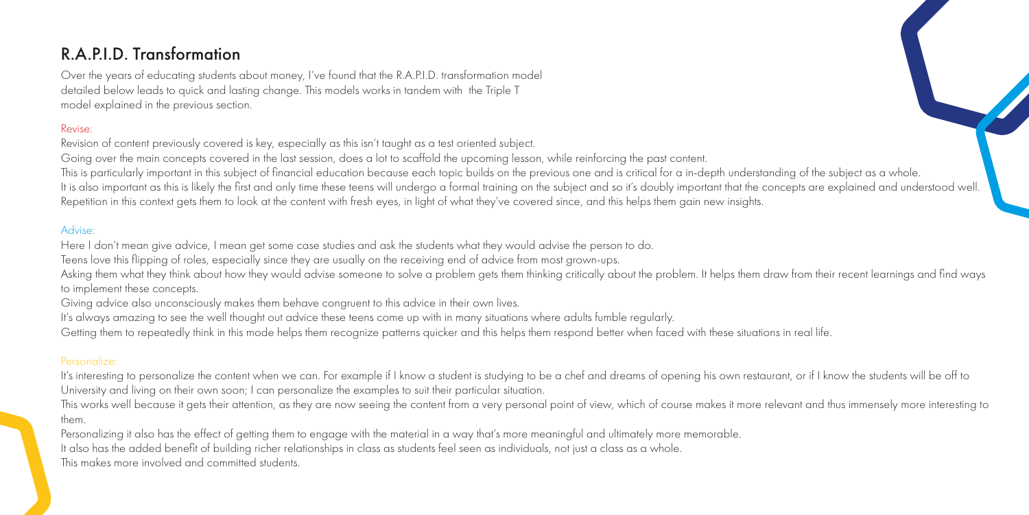## R.A.P.I.D. Transformation

Over the years of educating students about money, I've found that the R.A.P.I.D. transformation model detailed below leads to quick and lasting change. This models works in tandem with the Triple T model explained in the previous section.

### Revise:

Revision of content previously covered is key, especially as this isn't taught as a test oriented subject.

Going over the main concepts covered in the last session, does a lot to scaffold the upcoming lesson, while reinforcing the past content.

This is particularly important in this subject of financial education because each topic builds on the previous one and is critical for a in-depth understanding of the subject as a whole.

It is also important as this is likely the first and only time these teens will undergo a formal training on the subject and so it's doubly important that the concepts are explained and understood well.

Repetition in this context gets them to look at the content with fresh eyes, in light of what they've covered since, and this helps them gain new insights.

### Advise:

Here I don't mean give advice, I mean get some case studies and ask the students what they would advise the person to do.

Teens love this flipping of roles, especially since they are usually on the receiving end of advice from most grown-ups.

Asking them what they think about how they would advise someone to solve a problem gets them thinking critically about the problem. It helps them draw from their recent learnings and find ways to implement these concepts.

Giving advice also unconsciously makes them behave congruent to this advice in their own lives.

It's always amazing to see the well thought out advice these teens come up with in many situations where adults fumble regularly.

Getting them to repeatedly think in this mode helps them recognize patterns quicker and this helps them respond better when faced with these situations in real life.

### Personalize:

It's interesting to personalize the content when we can. For example if I know a student is studying to be a chef and dreams of opening his own restaurant, or if I know the students will be off to University and living on their own soon; I can personalize the examples to suit their particular situation.

This works well because it gets their attention, as they are now seeing the content from a very personal point of view, which of course makes it more relevant and thus immensely more interesting to them.

Personalizing it also has the effect of getting them to engage with the material in a way that's more meaningful and ultimately more memorable.

It also has the added benefit of building richer relationships in class as students feel seen as individuals, not just a class as a whole.

This makes more involved and committed students.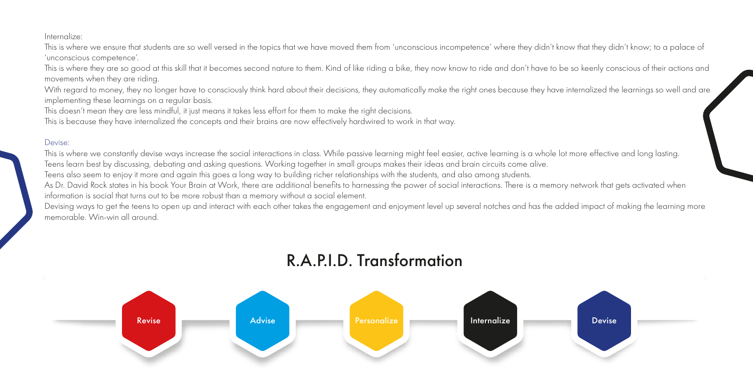Internalize:

This is where we ensure that students are so well versed in the topics that we have moved them from 'unconscious incompetence' where they didn't know that they didn't know; to a palace of 'unconscious competence'.

This is where they are so good at this skill that it becomes second nature to them. Kind of like riding a bike, they now know to ride and don't have to be so keenly conscious of their actions and movements when they are riding.

With regard to money, they no longer have to consciously think hard about their decisions, they automatically make the right ones because they have internalized the learnings so well and are implementing these learnings on a regular basis.

This doesn't mean they are less mindful, it just means it takes less effort for them to make the right decisions.

This is because they have internalized the concepts and their brains are now effectively hardwired to work in that way.

Devise:

This is where we constantly devise ways increase the social interactions in class. While passive learning might feel easier, active learning is a whole lot more effective and long lasting.

Teens learn best by discussing, debating and asking questions. Working together in small groups makes their ideas and brain circuits come alive.

Teens also seem to enjoy it more and again this goes a long way to building richer relationships with the students, and also among students.

As Dr. David Rock states in his book Your Brain at Work, there are additional benefits to harnessing the power of social interactions. There is a memory network that gets activated when information is social that turns out to be more robust than a memory without a social element.

Devising ways to get the teens to open up and interact with each other takes the engagement and enjoyment level up several notches and has the added impact of making the learning more memorable. Win-win all around.

## R.A.P.I.D. Transformation

Revise — Advise — Personalize — Internalize — Devise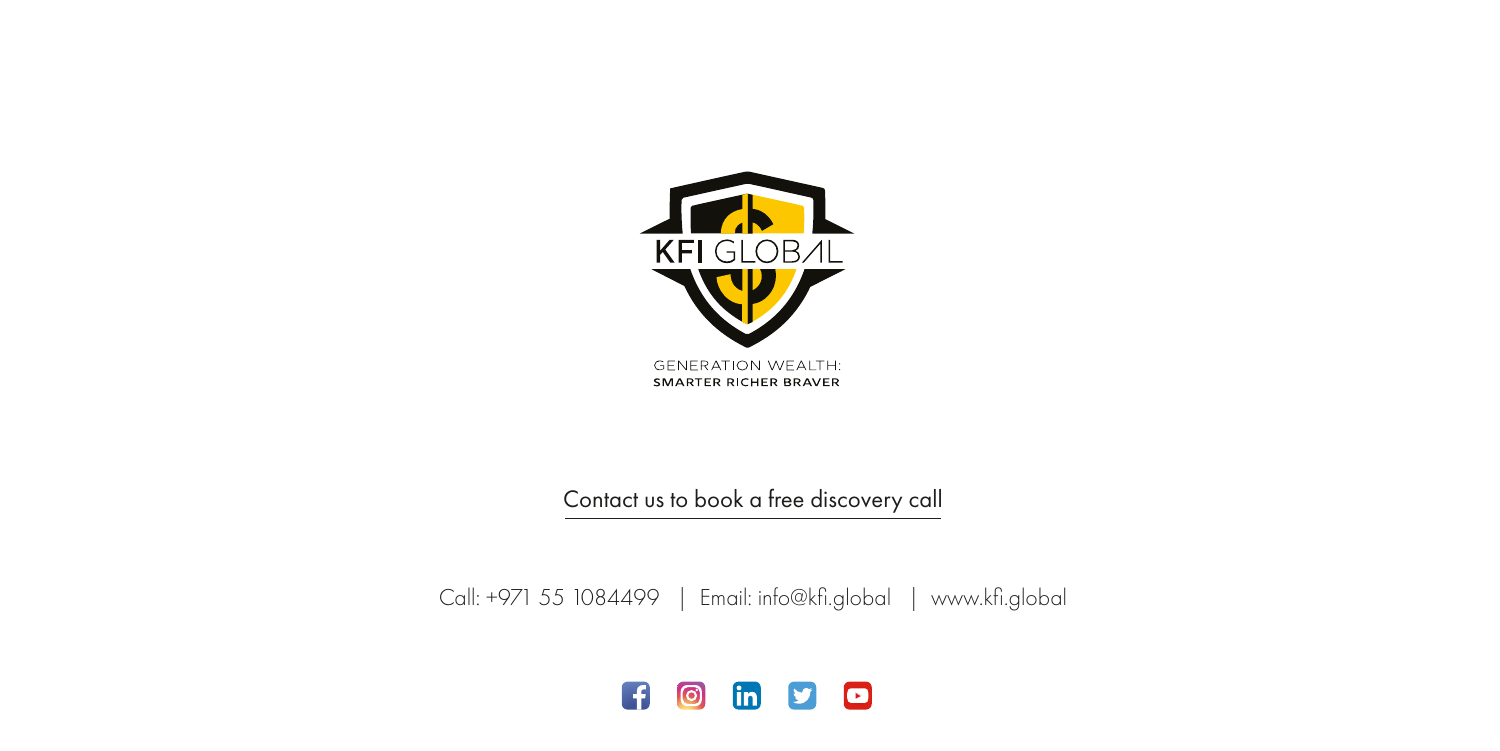KFI GLOBAL

GENERATION WEALTH:
SMARTER RICHER BRAVER

Contact us to book a free discovery call

Call: +971 55 1084499 | Email: info@kfi.global | www.kfi.global